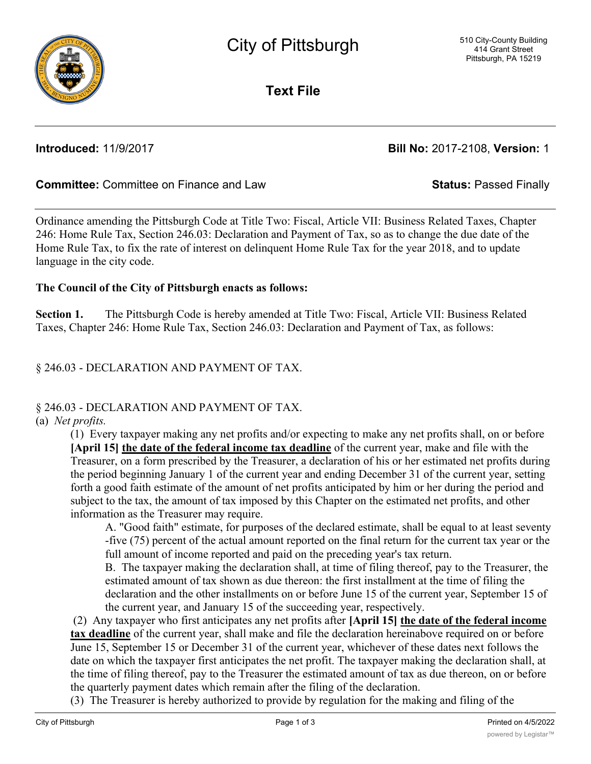# City of Pittsburgh

510 City-County Building
414 Grant Street
Pittsburgh, PA 15219

## Text File

**Introduced:** 11/9/2017 **Bill No:** 2017-2108, **Version:** 1

**Committee:** Committee on Finance and Law **Status:** Passed Finally

---

Ordinance amending the Pittsburgh Code at Title Two: Fiscal, Article VII: Business Related Taxes, Chapter 246: Home Rule Tax, Section 246.03: Declaration and Payment of Tax, so as to change the due date of the Home Rule Tax, to fix the rate of interest on delinquent Home Rule Tax for the year 2018, and to update language in the city code.

**The Council of the City of Pittsburgh enacts as follows:**

**Section 1.** The Pittsburgh Code is hereby amended at Title Two: Fiscal, Article VII: Business Related Taxes, Chapter 246: Home Rule Tax, Section 246.03: Declaration and Payment of Tax, as follows:

§ 246.03 - DECLARATION AND PAYMENT OF TAX.

§ 246.03 - DECLARATION AND PAYMENT OF TAX.

(a) *Net profits.*

(1) Every taxpayer making any net profits and/or expecting to make any net profits shall, on or before **[April 15]** <u>**the date of the federal income tax deadline**</u> of the current year, make and file with the Treasurer, on a form prescribed by the Treasurer, a declaration of his or her estimated net profits during the period beginning January 1 of the current year and ending December 31 of the current year, setting forth a good faith estimate of the amount of net profits anticipated by him or her during the period and subject to the tax, the amount of tax imposed by this Chapter on the estimated net profits, and other information as the Treasurer may require.

A. "Good faith" estimate, for purposes of the declared estimate, shall be equal to at least seventy-five (75) percent of the actual amount reported on the final return for the current tax year or the full amount of income reported and paid on the preceding year's tax return.

B. The taxpayer making the declaration shall, at time of filing thereof, pay to the Treasurer, the estimated amount of tax shown as due thereon: the first installment at the time of filing the declaration and the other installments on or before June 15 of the current year, September 15 of the current year, and January 15 of the succeeding year, respectively.

(2) Any taxpayer who first anticipates any net profits after **[April 15]** <u>**the date of the federal income tax deadline**</u> of the current year, shall make and file the declaration hereinabove required on or before June 15, September 15 or December 31 of the current year, whichever of these dates next follows the date on which the taxpayer first anticipates the net profit. The taxpayer making the declaration shall, at the time of filing thereof, pay to the Treasurer the estimated amount of tax as due thereon, on or before the quarterly payment dates which remain after the filing of the declaration.

(3) The Treasurer is hereby authorized to provide by regulation for the making and filing of the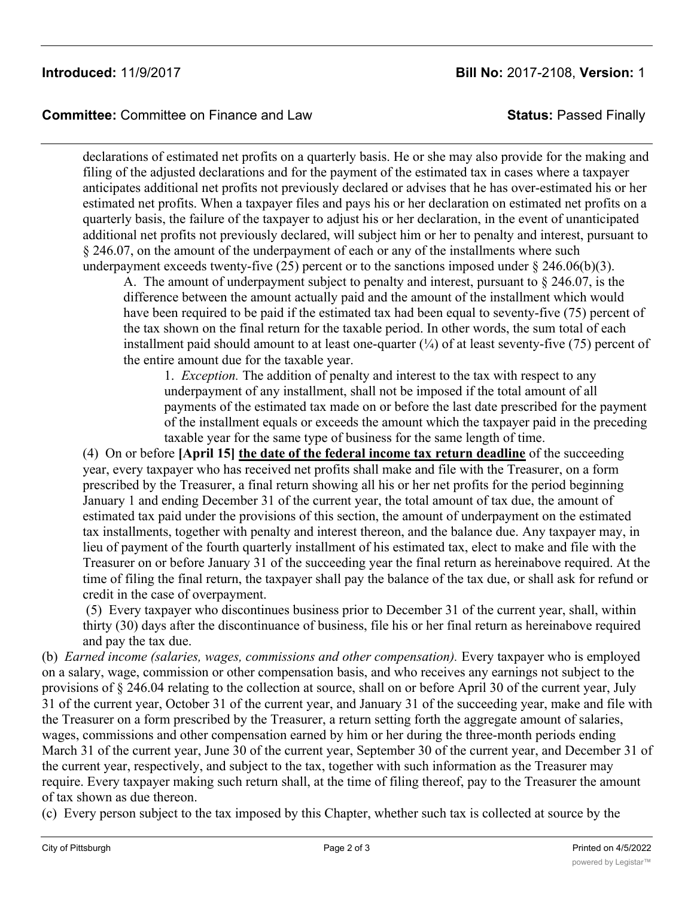declarations of estimated net profits on a quarterly basis. He or she may also provide for the making and filing of the adjusted declarations and for the payment of the estimated tax in cases where a taxpayer anticipates additional net profits not previously declared or advises that he has over-estimated his or her estimated net profits. When a taxpayer files and pays his or her declaration on estimated net profits on a quarterly basis, the failure of the taxpayer to adjust his or her declaration, in the event of unanticipated additional net profits not previously declared, will subject him or her to penalty and interest, pursuant to § 246.07, on the amount of the underpayment of each or any of the installments where such underpayment exceeds twenty-five (25) percent or to the sanctions imposed under § 246.06(b)(3).

A. The amount of underpayment subject to penalty and interest, pursuant to § 246.07, is the difference between the amount actually paid and the amount of the installment which would have been required to be paid if the estimated tax had been equal to seventy-five (75) percent of the tax shown on the final return for the taxable period. In other words, the sum total of each installment paid should amount to at least one-quarter (¼) of at least seventy-five (75) percent of the entire amount due for the taxable year.

1. *Exception.* The addition of penalty and interest to the tax with respect to any underpayment of any installment, shall not be imposed if the total amount of all payments of the estimated tax made on or before the last date prescribed for the payment of the installment equals or exceeds the amount which the taxpayer paid in the preceding taxable year for the same type of business for the same length of time.

(4) On or before **[April 15]** **<u>the date of the federal income tax return deadline</u>** of the succeeding year, every taxpayer who has received net profits shall make and file with the Treasurer, on a form prescribed by the Treasurer, a final return showing all his or her net profits for the period beginning January 1 and ending December 31 of the current year, the total amount of tax due, the amount of estimated tax paid under the provisions of this section, the amount of underpayment on the estimated tax installments, together with penalty and interest thereon, and the balance due. Any taxpayer may, in lieu of payment of the fourth quarterly installment of his estimated tax, elect to make and file with the Treasurer on or before January 31 of the succeeding year the final return as hereinabove required. At the time of filing the final return, the taxpayer shall pay the balance of the tax due, or shall ask for refund or credit in the case of overpayment.

(5) Every taxpayer who discontinues business prior to December 31 of the current year, shall, within thirty (30) days after the discontinuance of business, file his or her final return as hereinabove required and pay the tax due.

(b) *Earned income (salaries, wages, commissions and other compensation).* Every taxpayer who is employed on a salary, wage, commission or other compensation basis, and who receives any earnings not subject to the provisions of § 246.04 relating to the collection at source, shall on or before April 30 of the current year, July 31 of the current year, October 31 of the current year, and January 31 of the succeeding year, make and file with the Treasurer on a form prescribed by the Treasurer, a return setting forth the aggregate amount of salaries, wages, commissions and other compensation earned by him or her during the three-month periods ending March 31 of the current year, June 30 of the current year, September 30 of the current year, and December 31 of the current year, respectively, and subject to the tax, together with such information as the Treasurer may require. Every taxpayer making such return shall, at the time of filing thereof, pay to the Treasurer the amount of tax shown as due thereon.

(c) Every person subject to the tax imposed by this Chapter, whether such tax is collected at source by the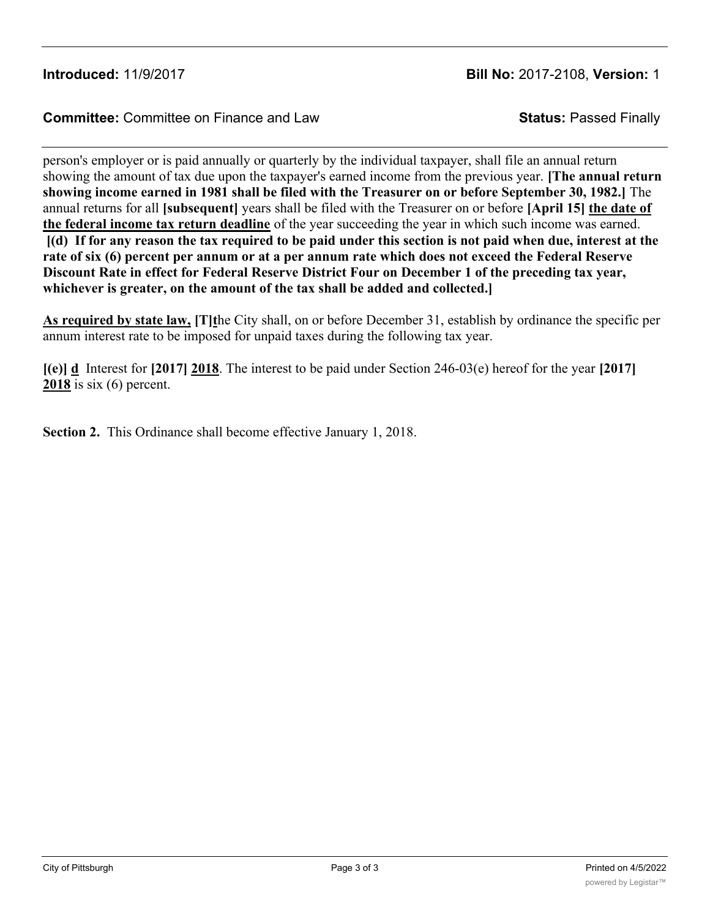**Introduced:** 11/9/2017 **Bill No:** 2017-2108, **Version:** 1

**Committee:** Committee on Finance and Law **Status:** Passed Finally

person's employer or is paid annually or quarterly by the individual taxpayer, shall file an annual return showing the amount of tax due upon the taxpayer's earned income from the previous year. **[The annual return showing income earned in 1981 shall be filed with the Treasurer on or before September 30, 1982.]** The annual returns for all **[subsequent]** years shall be filed with the Treasurer on or before **[April 15]** **<u>the date of the federal income tax return deadline</u>** of the year succeeding the year in which such income was earned. **[(d) If for any reason the tax required to be paid under this section is not paid when due, interest at the rate of six (6) percent per annum or at a per annum rate which does not exceed the Federal Reserve Discount Rate in effect for Federal Reserve District Four on December 1 of the preceding tax year, whichever is greater, on the amount of the tax shall be added and collected.]**

**<u>As required by state law,</u>** **[T]<u>t</u>**he City shall, on or before December 31, establish by ordinance the specific per annum interest rate to be imposed for unpaid taxes during the following tax year.

**[(e)]** **<u>d</u>** Interest for **[2017]** **<u>2018</u>**. The interest to be paid under Section 246-03(e) hereof for the year **[2017]** **<u>2018</u>** is six (6) percent.

**Section 2.** This Ordinance shall become effective January 1, 2018.